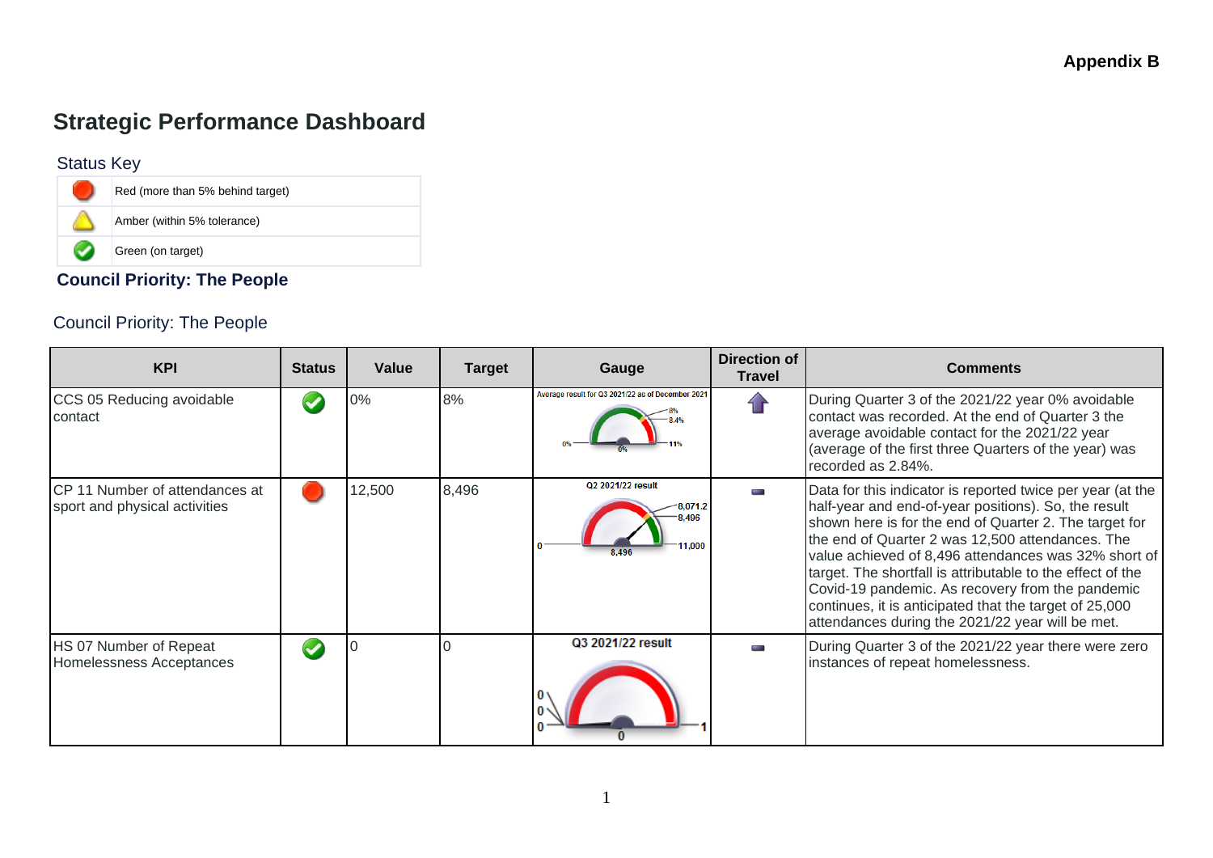**Appendix B**

# Strategic Performance Dashboard

## Status Key

| | |
|---|---|
| Red | Red (more than 5% behind target) |
| Amber | Amber (within 5% tolerance) |
| Green | Green (on target) |

**Council Priority: The People**

## Council Priority: The People

| KPI | Status | Value | Target | Gauge | Direction of Travel | Comments |
|---|---|---|---|---|---|---|
| CCS 05 Reducing avoidable contact | Green | 0% | 8% | Average result for Q3 2021/22 as of December 2021 | Up | During Quarter 3 of the 2021/22 year 0% avoidable contact was recorded. At the end of Quarter 3 the average avoidable contact for the 2021/22 year (average of the first three Quarters of the year) was recorded as 2.84%. |
| CP 11 Number of attendances at sport and physical activities | Red | 12,500 | 8,496 | Q2 2021/22 result | No change | Data for this indicator is reported twice per year (at the half-year and end-of-year positions). So, the result shown here is for the end of Quarter 2. The target for the end of Quarter 2 was 12,500 attendances. The value achieved of 8,496 attendances was 32% short of target. The shortfall is attributable to the effect of the Covid-19 pandemic. As recovery from the pandemic continues, it is anticipated that the target of 25,000 attendances during the 2021/22 year will be met. |
| HS 07 Number of Repeat Homelessness Acceptances | Green | 0 | 0 | Q3 2021/22 result | No change | During Quarter 3 of the 2021/22 year there were zero instances of repeat homelessness. |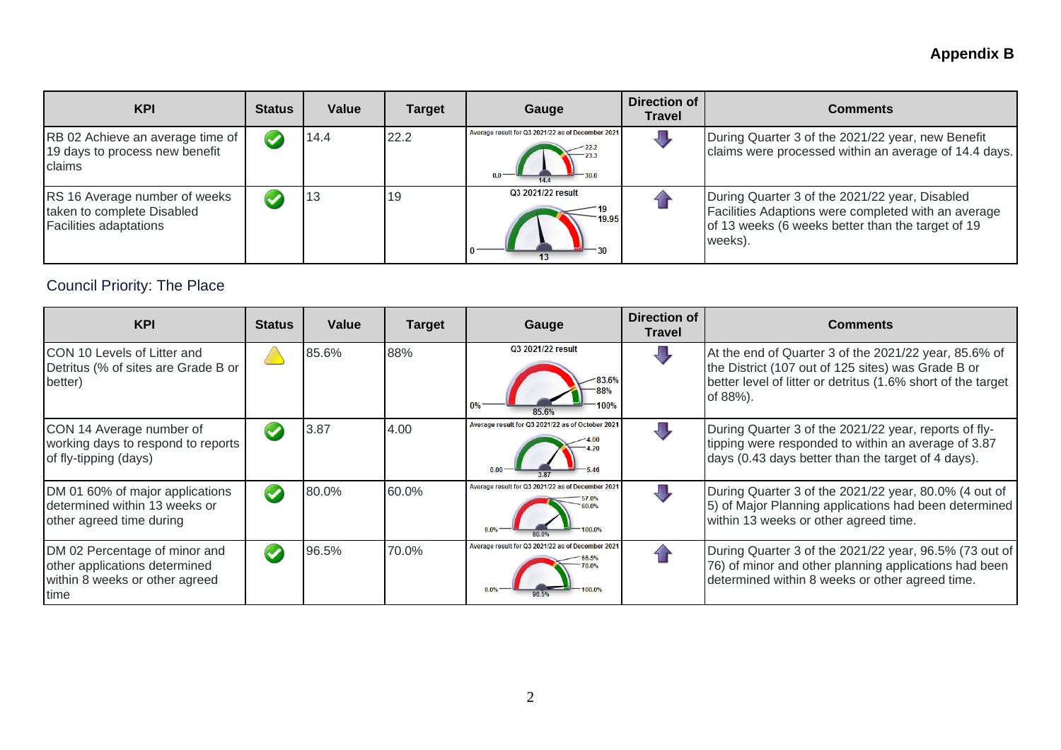**Appendix B**

| KPI | Status | Value | Target | Gauge | Direction of Travel | Comments |
|---|---|---|---|---|---|---|
| RB 02 Achieve an average time of 19 days to process new benefit claims | ✓ | 14.4 | 22.2 | Average result for Q3 2021/22 as of December 2021; 0.0; 14.4; 22.2; 23.3; 30.0 | ↓ | During Quarter 3 of the 2021/22 year, new Benefit claims were processed within an average of 14.4 days. |
| RS 16 Average number of weeks taken to complete Disabled Facilities adaptations | ✓ | 13 | 19 | Q3 2021/22 result; 0; 13; 19; 19.95; 30 | ↑ | During Quarter 3 of the 2021/22 year, Disabled Facilities Adaptions were completed with an average of 13 weeks (6 weeks better than the target of 19 weeks). |

## Council Priority: The Place

| KPI | Status | Value | Target | Gauge | Direction of Travel | Comments |
|---|---|---|---|---|---|---|
| CON 10 Levels of Litter and Detritus (% of sites are Grade B or better) | ⚠ | 85.6% | 88% | Q3 2021/22 result; 0%; 85.6%; 83.6%; 88%; 100% | ↓ | At the end of Quarter 3 of the 2021/22 year, 85.6% of the District (107 out of 125 sites) was Grade B or better level of litter or detritus (1.6% short of the target of 88%). |
| CON 14 Average number of working days to respond to reports of fly-tipping (days) | ✓ | 3.87 | 4.00 | Average result for Q3 2021/22 as of October 2021; 0.00; 3.87; 4.00; 4.20; 5.46 | ↓ | During Quarter 3 of the 2021/22 year, reports of fly-tipping were responded to within an average of 3.87 days (0.43 days better than the target of 4 days). |
| DM 01 60% of major applications determined within 13 weeks or other agreed time during | ✓ | 80.0% | 60.0% | Average result for Q3 2021/22 as of December 2021; 0.0%; 80.0%; 57.0%; 60.0%; 100.0% | ↓ | During Quarter 3 of the 2021/22 year, 80.0% (4 out of 5) of Major Planning applications had been determined within 13 weeks or other agreed time. |
| DM 02 Percentage of minor and other applications determined within 8 weeks or other agreed time | ✓ | 96.5% | 70.0% | Average result for Q3 2021/22 as of December 2021; 0.0%; 96.5%; 66.5%; 70.0%; 100.0% | ↑ | During Quarter 3 of the 2021/22 year, 96.5% (73 out of 76) of minor and other planning applications had been determined within 8 weeks or other agreed time. |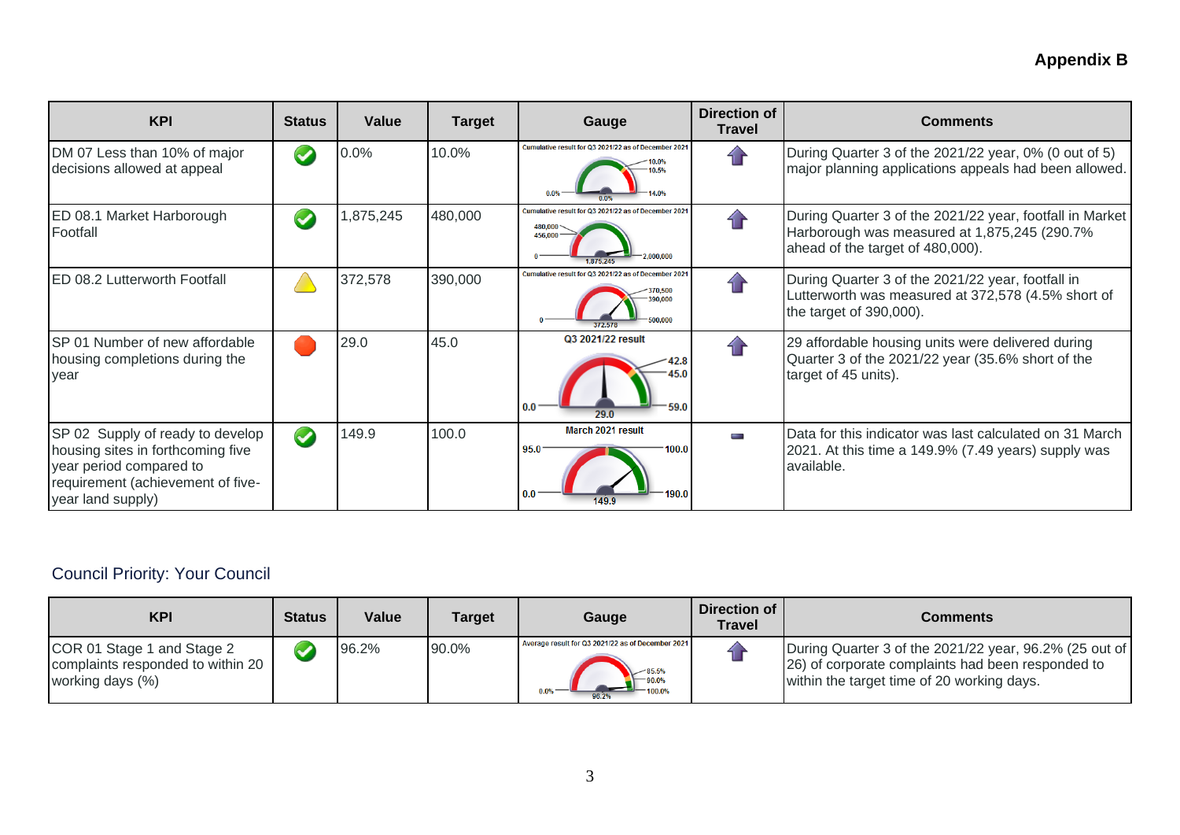**Appendix B**

| KPI | Status | Value | Target | Gauge | Direction of Travel | Comments |
|---|---|---|---|---|---|---|
| DM 07 Less than 10% of major decisions allowed at appeal | | 0.0% | 10.0% | Cumulative result for Q3 2021/22 as of December 2021: 0.0% (scale 0.0% – 10.0% – 10.5% – 14.0%) | | During Quarter 3 of the 2021/22 year, 0% (0 out of 5) major planning applications appeals had been allowed. |
| ED 08.1 Market Harborough Footfall | | 1,875,245 | 480,000 | Cumulative result for Q3 2021/22 as of December 2021: 1,875,245 (scale 0 – 456,000 – 480,000 – 2,000,000) | | During Quarter 3 of the 2021/22 year, footfall in Market Harborough was measured at 1,875,245 (290.7% ahead of the target of 480,000). |
| ED 08.2 Lutterworth Footfall | | 372,578 | 390,000 | Cumulative result for Q3 2021/22 as of December 2021: 372,578 (scale 0 – 370,500 – 390,000 – 500,000) | | During Quarter 3 of the 2021/22 year, footfall in Lutterworth was measured at 372,578 (4.5% short of the target of 390,000). |
| SP 01 Number of new affordable housing completions during the year | | 29.0 | 45.0 | Q3 2021/22 result: 29.0 (scale 0.0 – 42.8 – 45.0 – 59.0) | | 29 affordable housing units were delivered during Quarter 3 of the 2021/22 year (35.6% short of the target of 45 units). |
| SP 02 Supply of ready to develop housing sites in forthcoming five year period compared to requirement (achievement of five-year land supply) | | 149.9 | 100.0 | March 2021 result: 149.9 (scale 0.0 – 95.0 – 100.0 – 190.0) | | Data for this indicator was last calculated on 31 March 2021. At this time a 149.9% (7.49 years) supply was available. |

## Council Priority: Your Council

| KPI | Status | Value | Target | Gauge | Direction of Travel | Comments |
|---|---|---|---|---|---|---|
| COR 01 Stage 1 and Stage 2 complaints responded to within 20 working days (%) | | 96.2% | 90.0% | Average result for Q3 2021/22 as of December 2021: 96.2% (scale 0.0% – 85.5% – 90.0% – 100.0%) | | During Quarter 3 of the 2021/22 year, 96.2% (25 out of 26) of corporate complaints had been responded to within the target time of 20 working days. |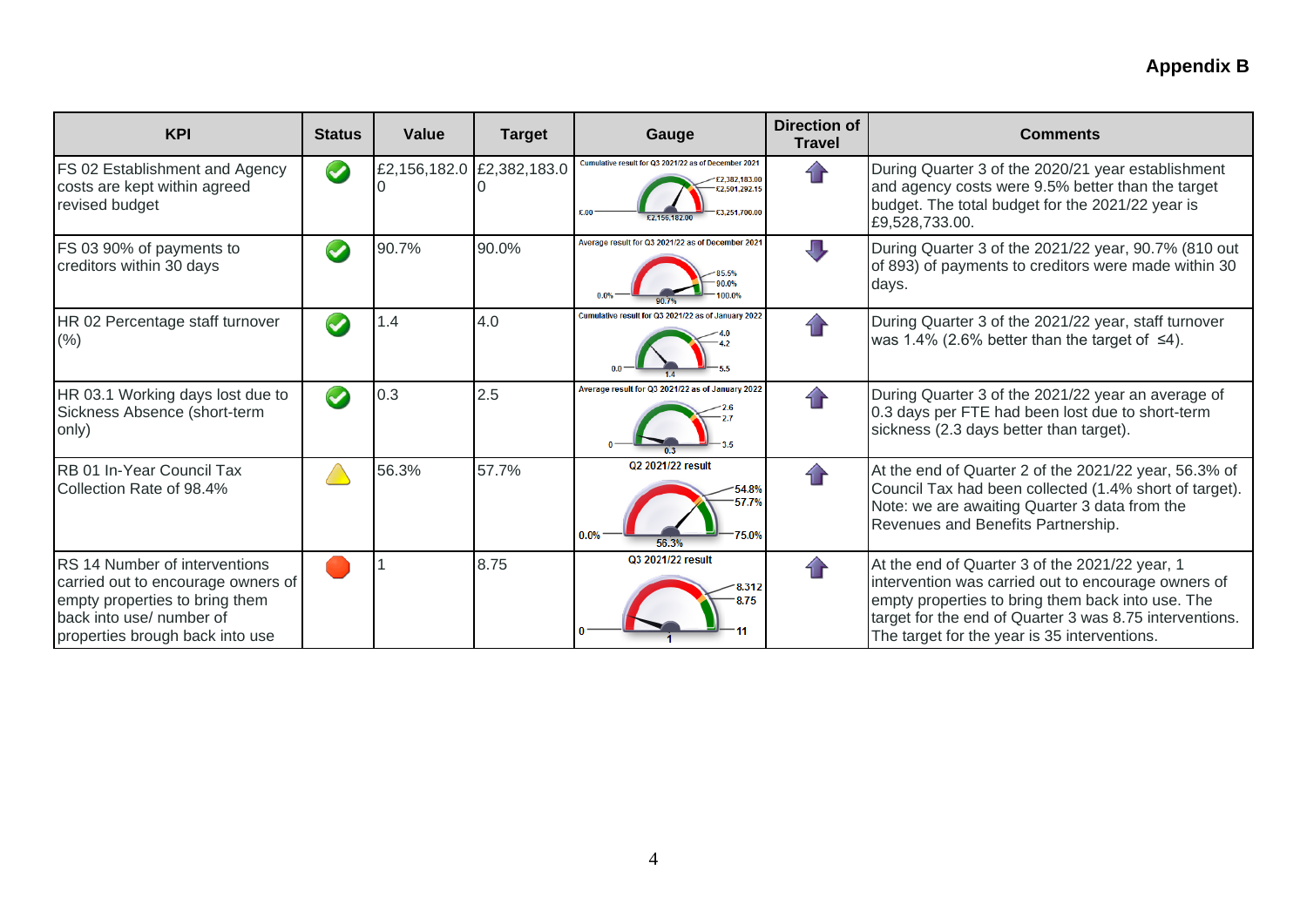**Appendix B**

| KPI | Status | Value | Target | Gauge | Direction of Travel | Comments |
|---|---|---|---|---|---|---|
| FS 02 Establishment and Agency costs are kept within agreed revised budget | | £2,156,182.00 | £2,382,183.00 | Cumulative result for Q3 2021/22 as of December 2021<br>£2,382,183.00<br>£2,501,292.15<br>£.00<br>£2,156,182.00<br>£3,251,700.00 | | During Quarter 3 of the 2020/21 year establishment and agency costs were 9.5% better than the target budget. The total budget for the 2021/22 year is £9,528,733.00. |
| FS 03 90% of payments to creditors within 30 days | | 90.7% | 90.0% | Average result for Q3 2021/22 as of December 2021<br>85.5%<br>90.0%<br>0.0%<br>90.7%<br>100.0% | | During Quarter 3 of the 2021/22 year, 90.7% (810 out of 893) of payments to creditors were made within 30 days. |
| HR 02 Percentage staff turnover (%) | | 1.4 | 4.0 | Cumulative result for Q3 2021/22 as of January 2022<br>4.0<br>4.2<br>0.0<br>1.4<br>5.5 | | During Quarter 3 of the 2021/22 year, staff turnover was 1.4% (2.6% better than the target of ≤4). |
| HR 03.1 Working days lost due to Sickness Absence (short-term only) | | 0.3 | 2.5 | Average result for Q3 2021/22 as of January 2022<br>2.6<br>2.7<br>0<br>0.3<br>3.5 | | During Quarter 3 of the 2021/22 year an average of 0.3 days per FTE had been lost due to short-term sickness (2.3 days better than target). |
| RB 01 In-Year Council Tax Collection Rate of 98.4% | | 56.3% | 57.7% | Q2 2021/22 result<br>54.8%<br>57.7%<br>0.0%<br>56.3%<br>75.0% | | At the end of Quarter 2 of the 2021/22 year, 56.3% of Council Tax had been collected (1.4% short of target). Note: we are awaiting Quarter 3 data from the Revenues and Benefits Partnership. |
| RS 14 Number of interventions carried out to encourage owners of empty properties to bring them back into use/ number of properties brough back into use | | 1 | 8.75 | Q3 2021/22 result<br>8.312<br>8.75<br>0<br>1<br>11 | | At the end of Quarter 3 of the 2021/22 year, 1 intervention was carried out to encourage owners of empty properties to bring them back into use. The target for the end of Quarter 3 was 8.75 interventions. The target for the year is 35 interventions. |